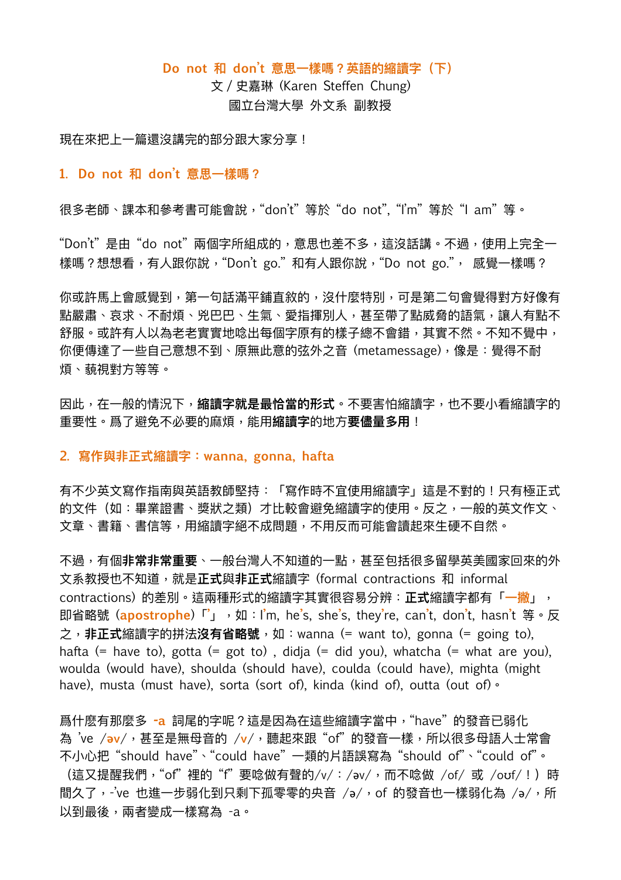# Do not 和 don't 意思一樣嗎？英語的縮讀字（下）

文 / 史嘉琳 (Karen Steffen Chung)

國立台灣大學 外文系 副教授

現在來把上一篇還沒講完的部分跟大家分享！

## 1. Do not 和 don't 意思一樣嗎？

很多老師、課本和參考書可能會說，"don't" 等於 "do not", "I'm" 等於 "I am" 等。

"Don't" 是由 "do not" 兩個字所組成的，意思也差不多，這沒話講。不過，使用上完全一樣嗎？想想看，有人跟你說，"Don't go." 和有人跟你說，"Do not go."， 感覺一樣嗎？

你或許馬上會感覺到，第一句話滿平鋪直敘的，沒什麼特別，可是第二句會覺得對方好像有點嚴肅、哀求、不耐煩、兇巴巴、生氣、愛指揮別人，甚至帶了點威脅的語氣，讓人有點不舒服。或許有人以為老老實實地唸出每個字原有的樣子總不會錯，其實不然。不知不覺中，你便傳達了一些自己意想不到、原無此意的弦外之音 (metamessage)，像是：覺得不耐煩、藐視對方等等。

因此，在一般的情況下，**縮讀字就是最恰當的形式**。不要害怕縮讀字，也不要小看縮讀字的重要性。爲了避免不必要的麻煩，能用**縮讀字**的地方**要儘量多用**！

## 2. 寫作與非正式縮讀字：wanna, gonna, hafta

有不少英文寫作指南與英語教師堅持：「寫作時不宜使用縮讀字」這是不對的！只有極正式的文件（如：畢業證書、獎狀之類）才比較會避免縮讀字的使用。反之，一般的英文作文、文章、書籍、書信等，用縮讀字絕不成問題，不用反而可能會讀起來生硬不自然。

不過，有個**非常非常重要**、一般台灣人不知道的一點，甚至包括很多留學英美國家回來的外文系教授也不知道，就是**正式**與**非正式**縮讀字 (formal contractions 和 informal contractions) 的差別。這兩種形式的縮讀字其實很容易分辨：**正式**縮讀字都有「**一撇**」，即省略號 (**apostrophe**)「**'**」，如：I'm, he's, she's, they're, can't, don't, hasn't 等。反之，**非正式**縮讀字的拼法**沒有省略號**，如：wanna (= want to), gonna (= going to), hafta (= have to), gotta (= got to), didja (= did you), whatcha (= what are you), woulda (would have), shoulda (should have), coulda (could have), mighta (might have), musta (must have), sorta (sort of), kinda (kind of), outta (out of)。

爲什麼有那麼多 **-a** 詞尾的字呢？這是因為在這些縮讀字當中，"have" 的發音已弱化為 've /**əv**/，甚至是無母音的 /**v**/，聽起來跟 "of" 的發音一樣，所以很多母語人士常會不小心把 "should have"、"could have" 一類的片語誤寫為 "should of"、"could of"。（這又提醒我們，"of" 裡的 "f" 要唸做有聲的/v/：/əv/，而不唸做 /of/ 或 /oʊf/！）時間久了，-'ve 也進一步弱化到只剩下孤零零的央音 /ə/，of 的發音也一樣弱化為 /ə/，所以到最後，兩者變成一樣寫為 -a。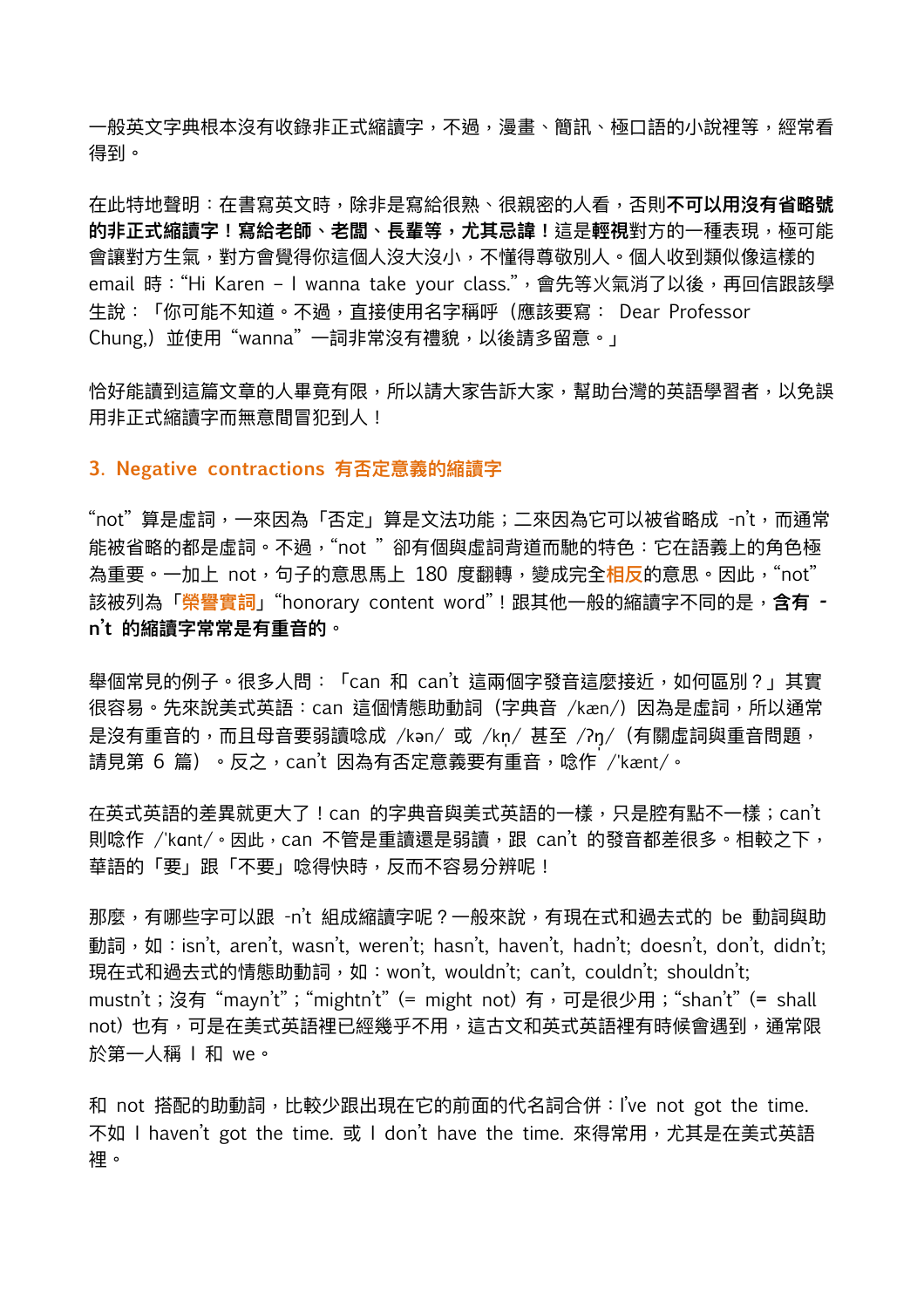一般英文字典根本沒有收錄非正式縮讀字，不過，漫畫、簡訊、極口語的小說裡等，經常看得到。

在此特地聲明：在書寫英文時，除非是寫給很熟、很親密的人看，否則**不可以用沒有省略號的非正式縮讀字！寫給老師、老闆、長輩等，尤其忌諱！**這是**輕視**對方的一種表現，極可能會讓對方生氣，對方會覺得你這個人沒大沒小，不懂得尊敬別人。個人收到類似像這樣的 email 時：“Hi Karen – I wanna take your class.”，會先等火氣消了以後，再回信跟該學生說：「你可能不知道。不過，直接使用名字稱呼（應該要寫： Dear Professor Chung,）並使用“wanna”一詞非常沒有禮貌，以後請多留意。」

恰好能讀到這篇文章的人畢竟有限，所以請大家告訴大家，幫助台灣的英語學習者，以免誤用非正式縮讀字而無意間冒犯到人！

### 3. Negative contractions 有否定意義的縮讀字

“not”算是虛詞，一來因為「否定」算是文法功能；二來因為它可以被省略成 -n’t，而通常能被省略的都是虛詞。不過，“not ”卻有個與虛詞背道而馳的特色：它在語義上的角色極為重要。一加上 not，句子的意思馬上 180 度翻轉，變成完全**相反**的意思。因此，“not”該被列為「**榮譽實詞**」“honorary content word”！跟其他一般的縮讀字不同的是，**含有 -n’t 的縮讀字常常是有重音的。**

舉個常見的例子。很多人問：「can 和 can’t 這兩個字發音這麼接近，如何區別？」其實很容易。先來說美式英語：can 這個情態助動詞（字典音 /kæn/）因為是虛詞，所以通常是沒有重音的，而且母音要弱讀唸成 /kən/ 或 /kn̩/ 甚至 /ʔŋ̍/（有關虛詞與重音問題，請見第 6 篇）。反之，can’t 因為有否定意義要有重音，唸作 /ˈkænt/。

在英式英語的差異就更大了！can 的字典音與美式英語的一樣，只是腔有點不一樣；can’t 則唸作 /ˈkɑnt/。因此，can 不管是重讀還是弱讀，跟 can’t 的發音都差很多。相較之下，華語的「要」跟「不要」唸得快時，反而不容易分辨呢！

那麼，有哪些字可以跟 -n’t 組成縮讀字呢？一般來說，有現在式和過去式的 be 動詞與助動詞，如：isn’t, aren’t, wasn’t, weren’t; hasn’t, haven’t, hadn’t; doesn’t, don’t, didn’t; 現在式和過去式的情態助動詞，如：won’t, wouldn’t; can’t, couldn’t; shouldn’t; mustn’t；沒有“mayn’t”；“mightn’t”（= might not）有，可是很少用；“shan’t”（= shall not）也有，可是在美式英語裡已經幾乎不用，這古文和英式英語裡有時候會遇到，通常限於第一人稱 I 和 we。

和 not 搭配的助動詞，比較少跟出現在它的前面的代名詞合併：I’ve not got the time. 不如 I haven’t got the time. 或 I don’t have the time. 來得常用，尤其是在美式英語裡。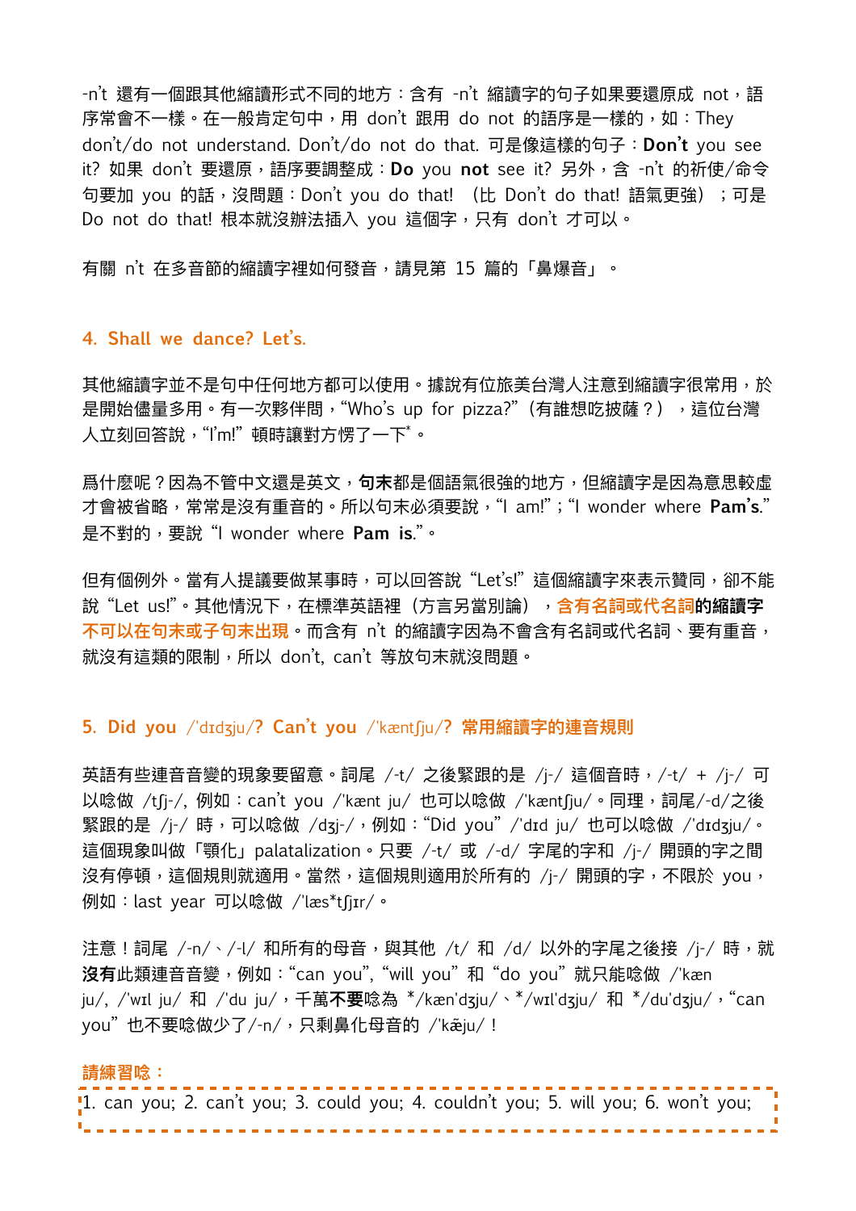-n't 還有一個跟其他縮讀形式不同的地方：含有 -n't 縮讀字的句子如果要還原成 not，語序常會不一樣。在一般肯定句中，用 don't 跟用 do not 的語序是一樣的，如：They don't/do not understand. Don't/do not do that. 可是像這樣的句子：**Don't** you see it? 如果 don't 要還原，語序要調整成：**Do** you **not** see it? 另外，含 -n't 的祈使/命令句要加 you 的話，沒問題：Don't you do that! （比 Don't do that! 語氣更強）；可是 Do not do that! 根本就沒辦法插入 you 這個字，只有 don't 才可以。

有關 n't 在多音節的縮讀字裡如何發音，請見第 15 篇的「鼻爆音」。

## 4. Shall we dance? Let's.

其他縮讀字並不是句中任何地方都可以使用。據說有位旅美台灣人注意到縮讀字很常用，於是開始儘量多用。有一次夥伴問，"Who's up for pizza?"（有誰想吃披薩？），這位台灣人立刻回答說，"I'm!" 頓時讓對方愣了一下*。

爲什麼呢？因為不管中文還是英文，**句末**都是個語氣很強的地方，但縮讀字是因為意思較虛才會被省略，常常是沒有重音的。所以句末必須要說，"I am!"；"I wonder where **Pam's**." 是不對的，要說 "I wonder where **Pam is**."。

但有個例外。當有人提議要做某事時，可以回答說 "Let's!" 這個縮讀字來表示贊同，卻不能說 "Let us!"。其他情況下，在標準英語裡（方言另當別論），**含有名詞或代名詞的縮讀字不可以在句末或子句末出現**。而含有 n't 的縮讀字因為不會含有名詞或代名詞、要有重音，就沒有這類的限制，所以 don't, can't 等放句末就沒問題。

## 5. Did you /'dɪdʒju/? Can't you /'kæntʃju/? 常用縮讀字的連音規則

英語有些連音音變的現象要留意。詞尾 /-t/ 之後緊跟的是 /j-/ 這個音時，/-t/ + /j-/ 可以唸做 /tʃj-/, 例如：can't you /'kænt ju/ 也可以唸做 /'kæntʃju/。同理，詞尾/-d/之後緊跟的是 /j-/ 時，可以唸做 /dʒj-/，例如："Did you" /'dɪd ju/ 也可以唸做 /'dɪdʒju/。這個現象叫做「顎化」palatalization。只要 /-t/ 或 /-d/ 字尾的字和 /j-/ 開頭的字之間沒有停頓，這個規則就適用。當然，這個規則適用於所有的 /j-/ 開頭的字，不限於 you，例如：last year 可以唸做 /'læs*tʃjɪr/。

注意！詞尾 /-n/、/-l/ 和所有的母音，與其他 /t/ 和 /d/ 以外的字尾之後接 /j-/ 時，就**沒有**此類連音音變，例如："can you", "will you" 和 "do you" 就只能唸做 /'kæn ju/, /'wɪl ju/ 和 /'du ju/，千萬**不要**唸為 */kæn'dʒju/、*/wɪl'dʒju/ 和 */du'dʒju/，"can you" 也不要唸做少了/-n/，只剩鼻化母音的 /'kæ̃ju/！

**請練習唸：**

1. can you; 2. can't you; 3. could you; 4. couldn't you; 5. will you; 6. won't you;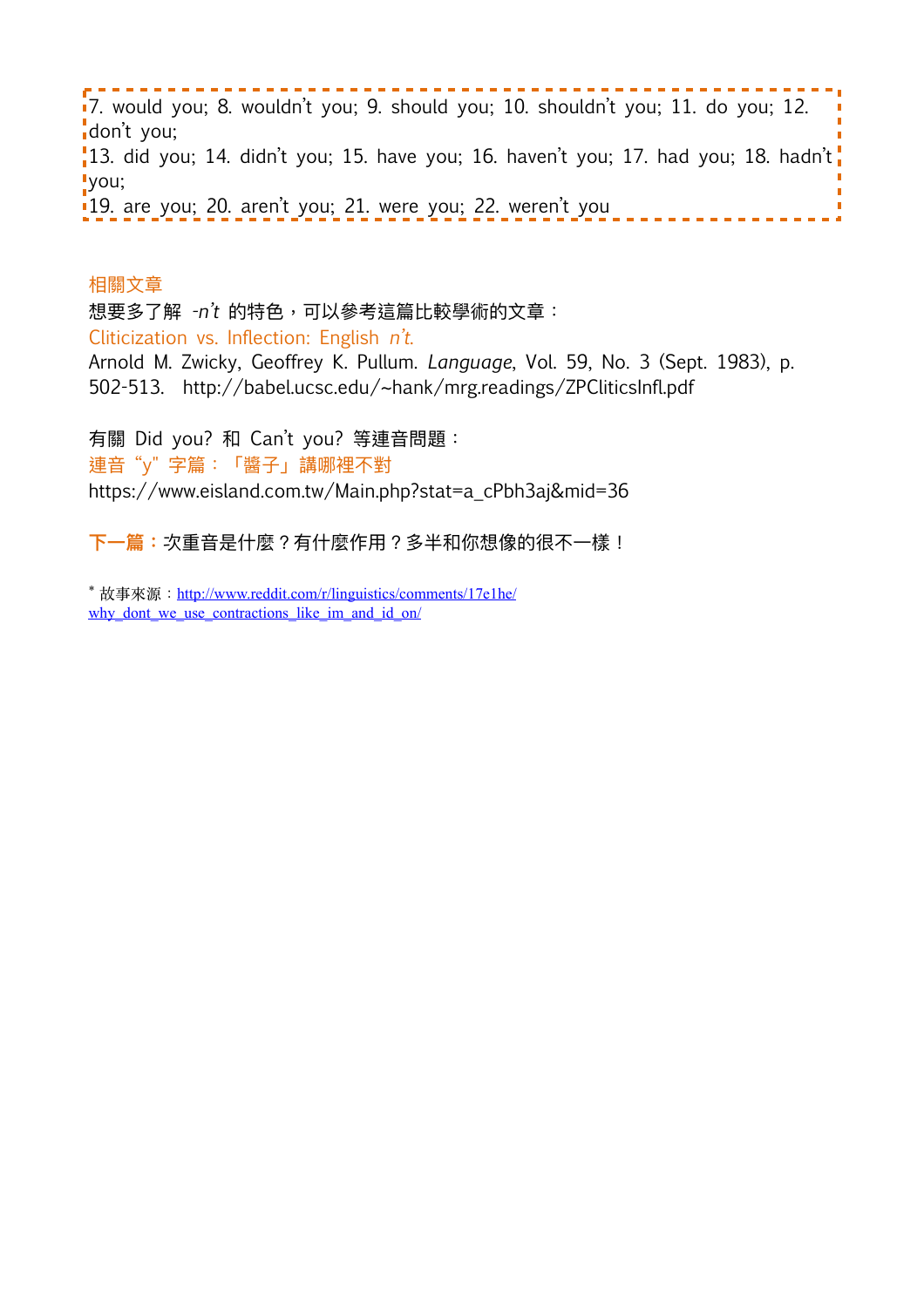7. would you; 8. wouldn't you; 9. should you; 10. shouldn't you; 11. do you; 12. don't you;
13. did you; 14. didn't you; 15. have you; 16. haven't you; 17. had you; 18. hadn't you;
19. are you; 20. aren't you; 21. were you; 22. weren't you

相關文章

想要多了解 *-n't* 的特色，可以參考這篇比較學術的文章：

Cliticization vs. Inflection: English *n't.*

Arnold M. Zwicky, Geoffrey K. Pullum. *Language*, Vol. 59, No. 3 (Sept. 1983), p. 502-513. http://babel.ucsc.edu/~hank/mrg.readings/ZPCliticsInfl.pdf

有關 Did you? 和 Can't you? 等連音問題：

連音"y"字篇：「醬子」講哪裡不對

https://www.eisland.com.tw/Main.php?stat=a_cPbh3aj&mid=36

**下一篇：**次重音是什麼？有什麼作用？多半和你想像的很不一樣！

\* 故事來源：http://www.reddit.com/r/linguistics/comments/17e1he/why_dont_we_use_contractions_like_im_and_id_on/